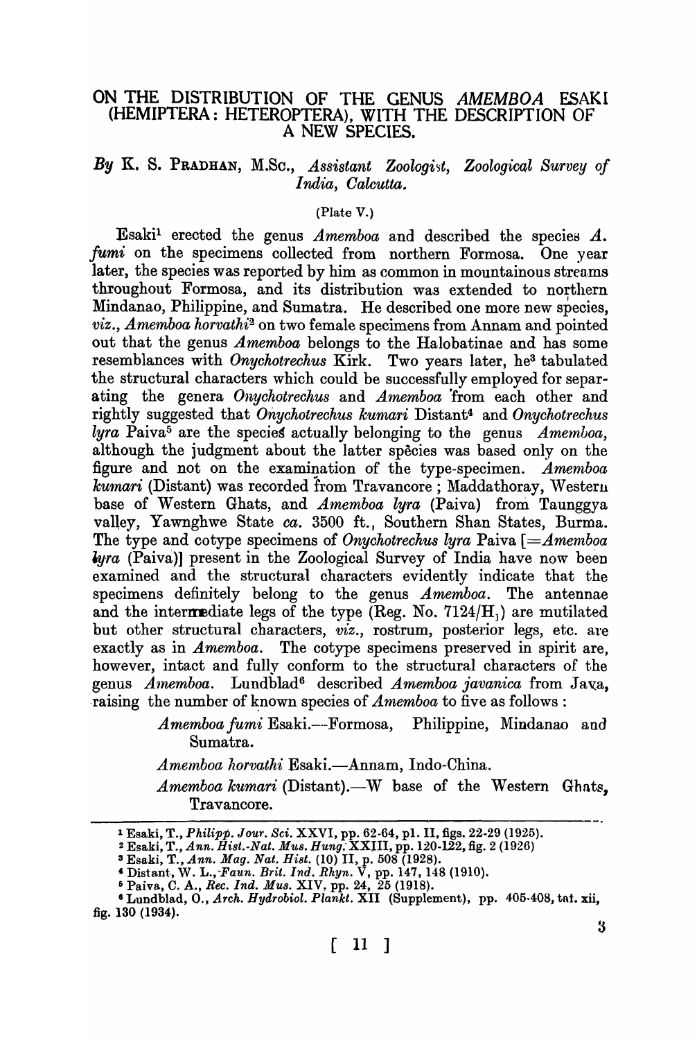# ON THE DISTRIBUTION OF THE GENUS *AMEMBOA* ESAKI (HEMIPTERA: HETEROPTERA), WITH THE DESCRIPTION OF A NEW SPECIES.

*By* K. S. PRADHAN, M.Sc., *Assistant Zoologist, Zoological Survey of India, Calcutta.*

(Plate V.)

Esaki[1] erected the genus *Amemboa* and described the species *A. fumi* on the specimens collected from northern Formosa. One year later, the species was reported by him as common in mountainous streams throughout Formosa, and its distribution was extended to northern Mindanao, Philippine, and Sumatra. He described one more new species, *viz.*, *Amemboa horvathi*[2] on two female specimens from Annam and pointed out that the genus *Amemboa* belongs to the Halobatinae and has some resemblances with *Onychotrechus* Kirk. Two years later, he[3] tabulated the structural characters which could be successfully employed for separating the genera *Onychotrechus* and *Amemboa* from each other and rightly suggested that *Onychotrechus kumari* Distant[4] and *Onychotrechus lyra* Paiva[5] are the species actually belonging to the genus *Amemboa*, although the judgment about the latter species was based only on the figure and not on the examination of the type-specimen. *Amemboa kumari* (Distant) was recorded from Travancore; Maddathoray, Western base of Western Ghats, and *Amemboa lyra* (Paiva) from Taunggya valley, Yawnghwe State *ca.* 3500 ft., Southern Shan States, Burma. The type and cotype specimens of *Onychotrechus lyra* Paiva [=*Amemboa lyra* (Paiva)] present in the Zoological Survey of India have now been examined and the structural characters evidently indicate that the specimens definitely belong to the genus *Amemboa*. The antennae and the intermediate legs of the type (Reg. No. $7124/H_1$) are mutilated but other structural characters, *viz.*, rostrum, posterior legs, etc. are exactly as in *Amemboa*. The cotype specimens preserved in spirit are, however, intact and fully conform to the structural characters of the genus *Amemboa*. Lundblad[6] described *Amemboa javanica* from Java, raising the number of known species of *Amemboa* to five as follows:

*Amemboa fumi* Esaki.—Formosa, Philippine, Mindanao and Sumatra.

*Amemboa horvathi* Esaki.—Annam, Indo-China.

*Amemboa kumari* (Distant).—W base of the Western Ghats, Travancore.

---

[1] Esaki, T., *Philipp. Jour. Sci.* XXVI, pp. 62-64, pl. II, figs. 22-29 (1925).

[2] Esaki, T., *Ann. Hist.-Nat. Mus. Hung.* XXIII, pp. 120-122, fig. 2 (1926)

[3] Esaki, T., *Ann. Mag. Nat. Hist.* (10) II, p. 508 (1928).

[4] Distant, W. L., *Faun. Brit. Ind. Rhyn.* V, pp. 147, 148 (1910).

[5] Paiva, C. A., *Rec. Ind. Mus.* XIV, pp. 24, 25 (1918).

[6] Lundblad, O., *Arch. Hydrobiol. Plankt.* XII (Supplement), pp. 405-408, taf. xii, fig. 130 (1934).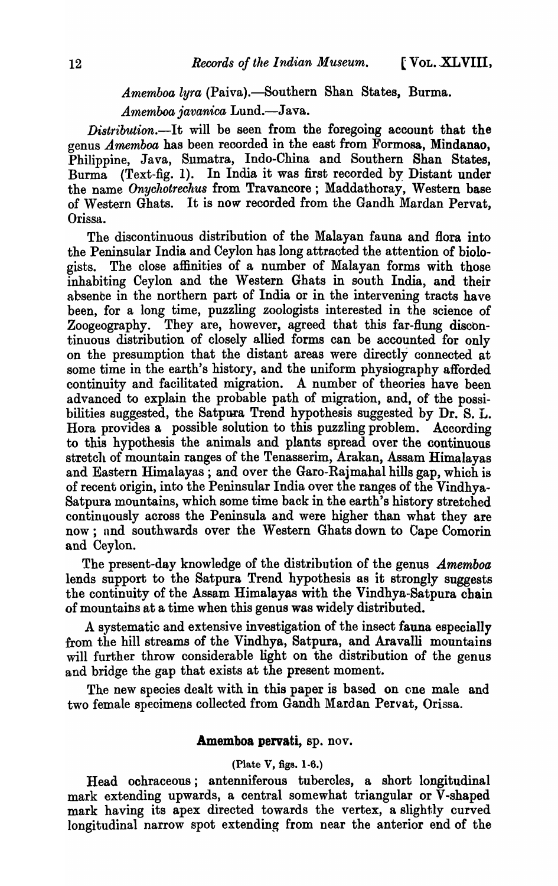*Amemboa lyra* (Paiva).—Southern Shan States, Burma.

*Amemboa javanica* Lund.—Java.

*Distribution*.—It will be seen from the foregoing account that the genus *Amemboa* has been recorded in the east from Formosa, Mindanao, Philippine, Java, Sumatra, Indo-China and Southern Shan States, Burma (Text-fig. 1). In India it was first recorded by Distant under the name *Onychotrechus* from Travancore; Maddathoray, Western base of Western Ghats. It is now recorded from the Gandh Mardan Pervat, Orissa.

The discontinuous distribution of the Malayan fauna and flora into the Peninsular India and Ceylon has long attracted the attention of biologists. The close affinities of a number of Malayan forms with those inhabiting Ceylon and the Western Ghats in south India, and their absence in the northern part of India or in the intervening tracts have been, for a long time, puzzling zoologists interested in the science of Zoogeography. They are, however, agreed that this far-flung discontinuous distribution of closely allied forms can be accounted for only on the presumption that the distant areas were directly connected at some time in the earth's history, and the uniform physiography afforded continuity and facilitated migration. A number of theories have been advanced to explain the probable path of migration, and, of the possibilities suggested, the Satpura Trend hypothesis suggested by Dr. S. L. Hora provides a possible solution to this puzzling problem. According to this hypothesis the animals and plants spread over the continuous stretch of mountain ranges of the Tenasserim, Arakan, Assam Himalayas and Eastern Himalayas; and over the Garo-Rajmahal hills gap, which is of recent origin, into the Peninsular India over the ranges of the Vindhya-Satpura mountains, which some time back in the earth's history stretched continuously across the Peninsula and were higher than what they are now; and southwards over the Western Ghats down to Cape Comorin and Ceylon.

The present-day knowledge of the distribution of the genus *Amemboa* lends support to the Satpura Trend hypothesis as it strongly suggests the continuity of the Assam Himalayas with the Vindhya-Satpura chain of mountains at a time when this genus was widely distributed.

A systematic and extensive investigation of the insect fauna especially from the hill streams of the Vindhya, Satpura, and Aravalli mountains will further throw considerable light on the distribution of the genus and bridge the gap that exists at the present moment.

The new species dealt with in this paper is based on one male and two female specimens collected from Gandh Mardan Pervat, Orissa.

## **Amemboa pervati**, sp. nov.

(Plate V, figs. 1-6.)

Head ochraceous; antenniferous tubercles, a short longitudinal mark extending upwards, a central somewhat triangular or V-shaped mark having its apex directed towards the vertex, a slightly curved longitudinal narrow spot extending from near the anterior end of the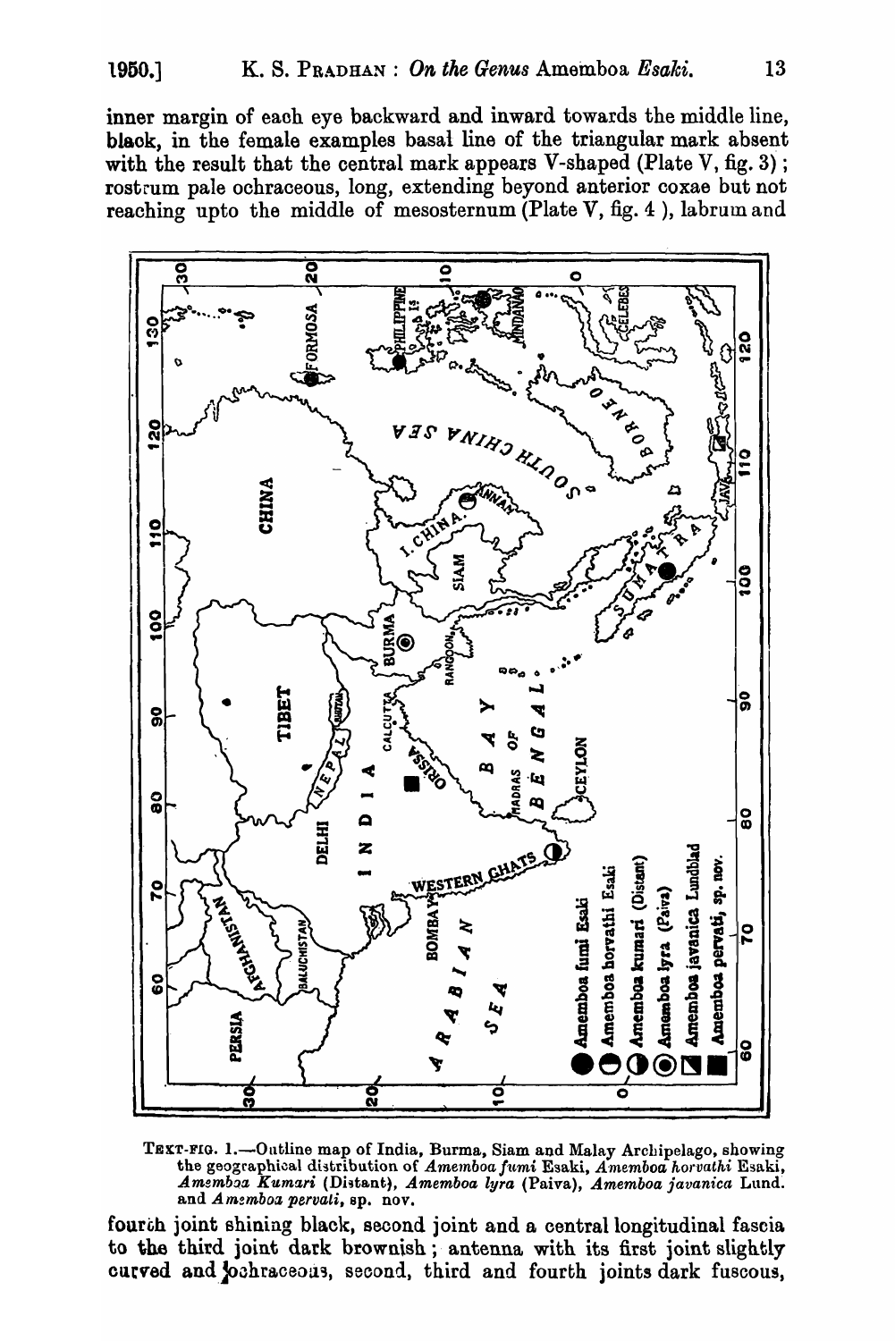inner margin of each eye backward and inward towards the middle line, black, in the female examples basal line of the triangular mark absent with the result that the central mark appears V-shaped (Plate V, fig. 3); rostrum pale ochraceous, long, extending beyond anterior coxae but not reaching upto the middle of mesosternum (Plate V, fig. 4 ), labrum and

TEXT-FIG. 1.—Outline map of India, Burma, Siam and Malay Archipelago, showing the geographical distribution of *Amemboa fumi* Esaki, *Amemboa horvathi* Esaki, *Amemboa Kumari* (Distant), *Amemboa lyra* (Paiva), *Amemboa javanica* Lund. and *Amemboa pervati*, sp. nov.

fourth joint shining black, second joint and a central longitudinal fascia to the third joint dark brownish; antenna with its first joint slightly curved and ochraceous, second, third and fourth joints dark fuscous,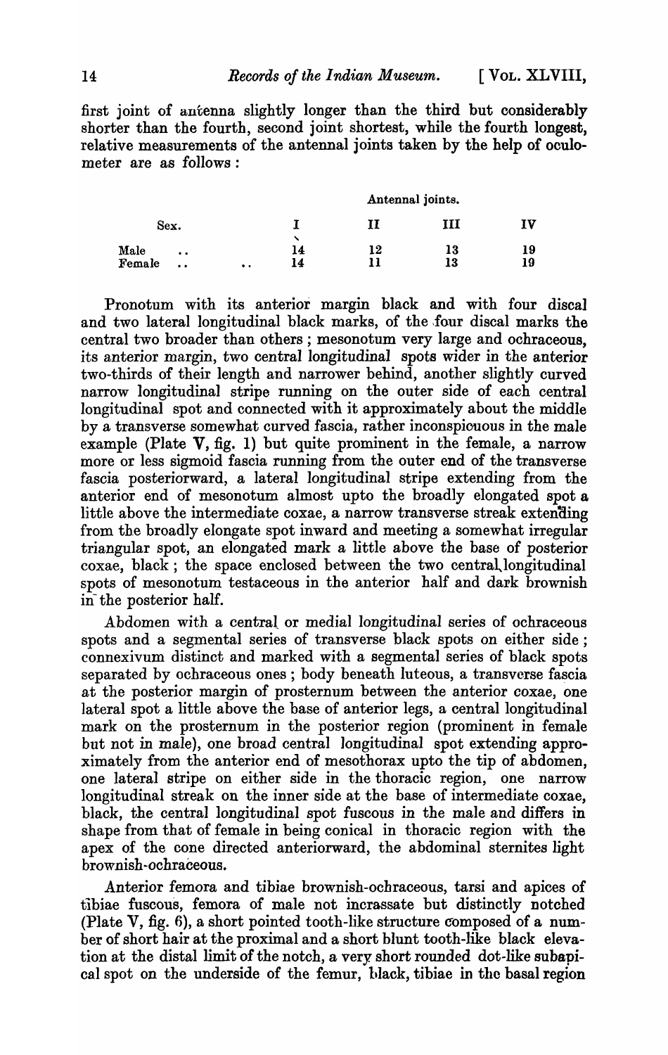first joint of antenna slightly longer than the third but considerably shorter than the fourth, second joint shortest, while the fourth longest, relative measurements of the antennal joints taken by the help of oculometer are as follows :

| Sex. | Antennal joints. | | | |
|---|---|---|---|---|
| | I | II | III | IV |
| Male .. | 14 | 12 | 13 | 19 |
| Female .. .. | 14 | 11 | 13 | 19 |

Pronotum with its anterior margin black and with four discal and two lateral longitudinal black marks, of the four discal marks the central two broader than others ; mesonotum very large and ochraceous, its anterior margin, two central longitudinal spots wider in the anterior two-thirds of their length and narrower behind, another slightly curved narrow longitudinal stripe running on the outer side of each central longitudinal spot and connected with it approximately about the middle by a transverse somewhat curved fascia, rather inconspicuous in the male example (Plate V, fig. 1) but quite prominent in the female, a narrow more or less sigmoid fascia running from the outer end of the transverse fascia posteriorward, a lateral longitudinal stripe extending from the anterior end of mesonotum almost upto the broadly elongated spot a little above the intermediate coxae, a narrow transverse streak extending from the broadly elongate spot inward and meeting a somewhat irregular triangular spot, an elongated mark a little above the base of posterior coxae, black ; the space enclosed between the two central longitudinal spots of mesonotum testaceous in the anterior half and dark brownish in the posterior half.

Abdomen with a central or medial longitudinal series of ochraceous spots and a segmental series of transverse black spots on either side ; connexivum distinct and marked with a segmental series of black spots separated by ochraceous ones ; body beneath luteous, a transverse fascia at the posterior margin of prosternum between the anterior coxae, one lateral spot a little above the base of anterior legs, a central longitudinal mark on the prosternum in the posterior region (prominent in female but not in male), one broad central longitudinal spot extending approximately from the anterior end of mesothorax upto the tip of abdomen, one lateral stripe on either side in the thoracic region, one narrow longitudinal streak on the inner side at the base of intermediate coxae, black, the central longitudinal spot fuscous in the male and differs in shape from that of female in being conical in thoracic region with the apex of the cone directed anteriorward, the abdominal sternites light brownish-ochraceous.

Anterior femora and tibiae brownish-ochraceous, tarsi and apices of tibiae fuscous, femora of male not incrassate but distinctly notched (Plate V, fig. 6), a short pointed tooth-like structure composed of a number of short hair at the proximal and a short blunt tooth-like black elevation at the distal limit of the notch, a very short rounded dot-like subapical spot on the underside of the femur, black, tibiae in the basal region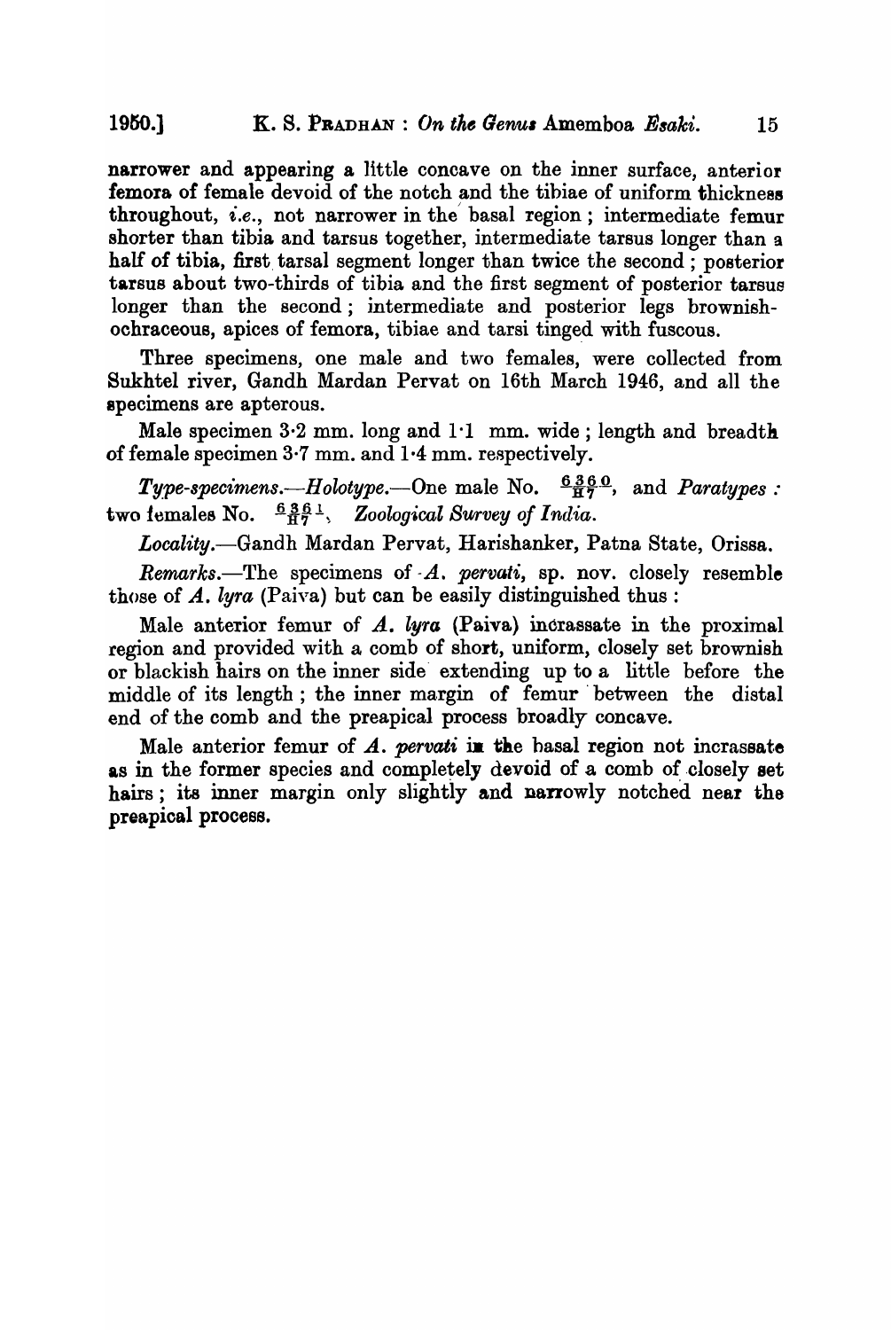narrower and appearing a little concave on the inner surface, anterior femora of female devoid of the notch and the tibiae of uniform thickness throughout, *i.e.*, not narrower in the basal region; intermediate femur shorter than tibia and tarsus together, intermediate tarsus longer than a half of tibia, first tarsal segment longer than twice the second; posterior tarsus about two-thirds of tibia and the first segment of posterior tarsus longer than the second; intermediate and posterior legs brownish-ochraceous, apices of femora, tibiae and tarsi tinged with fuscous.

Three specimens, one male and two females, were collected from Sukhtel river, Gandh Mardan Pervat on 16th March 1946, and all the specimens are apterous.

Male specimen 3·2 mm. long and 1·1 mm. wide; length and breadth of female specimen 3·7 mm. and 1·4 mm. respectively.

*Type-specimens.*—*Holotype.*—One male No. $\frac{6360}{H7}$, and *Paratypes:* two females No. $\frac{6361}{H7}$, *Zoological Survey of India.*

*Locality.*—Gandh Mardan Pervat, Harishanker, Patna State, Orissa.

*Remarks.*—The specimens of *A. pervati*, sp. nov. closely resemble those of *A. lyra* (Paiva) but can be easily distinguished thus:

Male anterior femur of *A. lyra* (Paiva) incrassate in the proximal region and provided with a comb of short, uniform, closely set brownish or blackish hairs on the inner side extending up to a little before the middle of its length; the inner margin of femur between the distal end of the comb and the preapical process broadly concave.

Male anterior femur of *A. pervati* in the basal region not incrassate as in the former species and completely devoid of a comb of closely set hairs; its inner margin only slightly and narrowly notched near the preapical process.